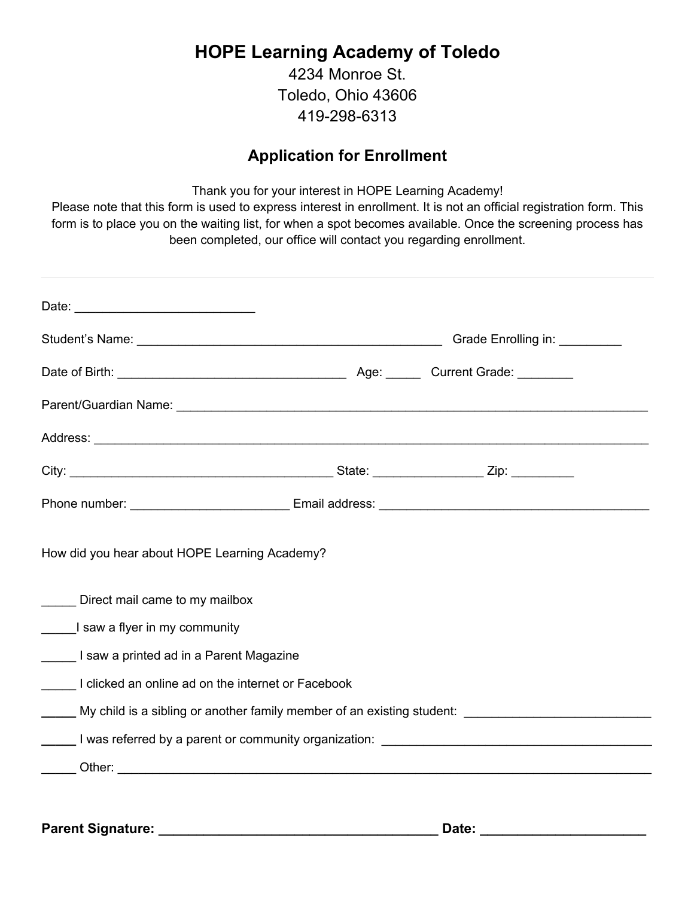# HOPE Learning Academy of Toledo

4234 Monroe St.
Toledo, Ohio 43606
419-298-6313

## Application for Enrollment

Thank you for your interest in HOPE Learning Academy!
Please note that this form is used to express interest in enrollment. It is not an official registration form. This form is to place you on the waiting list, for when a spot becomes available. Once the screening process has been completed, our office will contact you regarding enrollment.

---

Date: __________________________

Student's Name: ____________________________________________ Grade Enrolling in: _________

Date of Birth: _________________________________ Age: _____ Current Grade: ________

Parent/Guardian Name: ______________________________________________________________________

Address: ________________________________________________________________________________

City: ______________________________________ State: ________________ Zip: _________

Phone number: _______________________ Email address: _______________________________________

How did you hear about HOPE Learning Academy?

_____ Direct mail came to my mailbox

_____I saw a flyer in my community

_____ I saw a printed ad in a Parent Magazine

_____ I clicked an online ad on the internet or Facebook

_____ My child is a sibling or another family member of an existing student: ___________________________

_____ I was referred by a parent or community organization: _______________________________________

_____ Other: _____________________________________________________________________________

**Parent Signature: _____________________________________ Date: ______________________**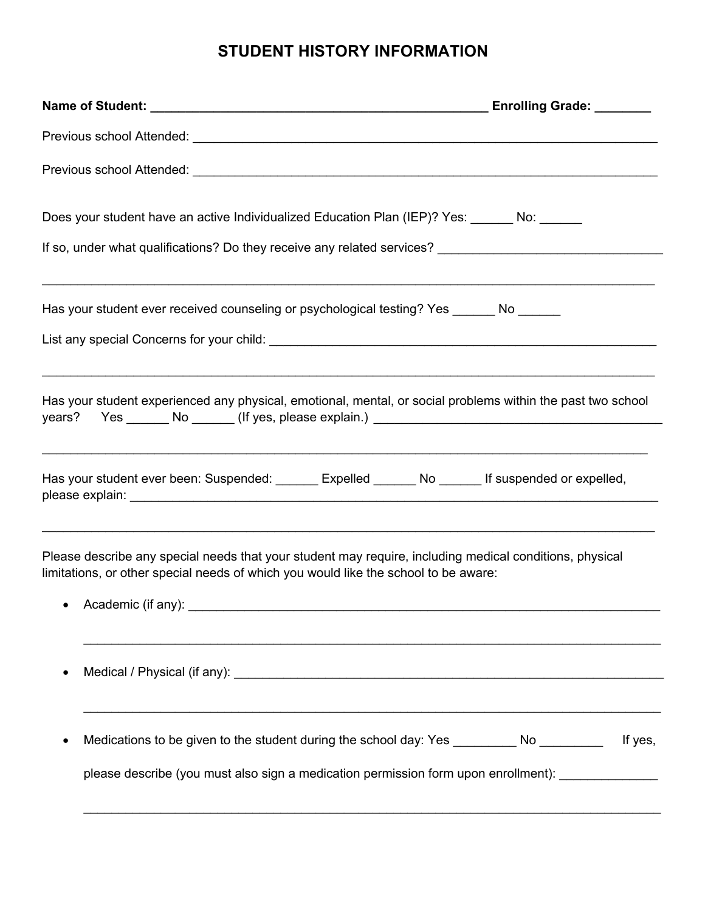# STUDENT HISTORY INFORMATION

**Name of Student: __________________________________________________ Enrolling Grade: ________**

Previous school Attended: ____________________________________________________________________

Previous school Attended: ____________________________________________________________________

Does your student have an active Individualized Education Plan (IEP)? Yes: ______ No: ______

If so, under what qualifications? Do they receive any related services? ________________________________

______________________________________________________________________________________

Has your student ever received counseling or psychological testing? Yes ______ No ______

List any special Concerns for your child: _________________________________________________________

______________________________________________________________________________________

Has your student experienced any physical, emotional, mental, or social problems within the past two school years? Yes ______ No ______ (If yes, please explain.) __________________________________________

______________________________________________________________________________________

Has your student ever been: Suspended: ______ Expelled ______ No ______ If suspended or expelled, please explain: ___________________________________________________________________________

______________________________________________________________________________________

Please describe any special needs that your student may require, including medical conditions, physical limitations, or other special needs of which you would like the school to be aware:

- Academic (if any): ______________________________________________________________________

  ______________________________________________________________________________________

- Medical / Physical (if any): _______________________________________________________________

  ______________________________________________________________________________________

- Medications to be given to the student during the school day: Yes _________ No _________ If yes, please describe (you must also sign a medication permission form upon enrollment): ______________

  ______________________________________________________________________________________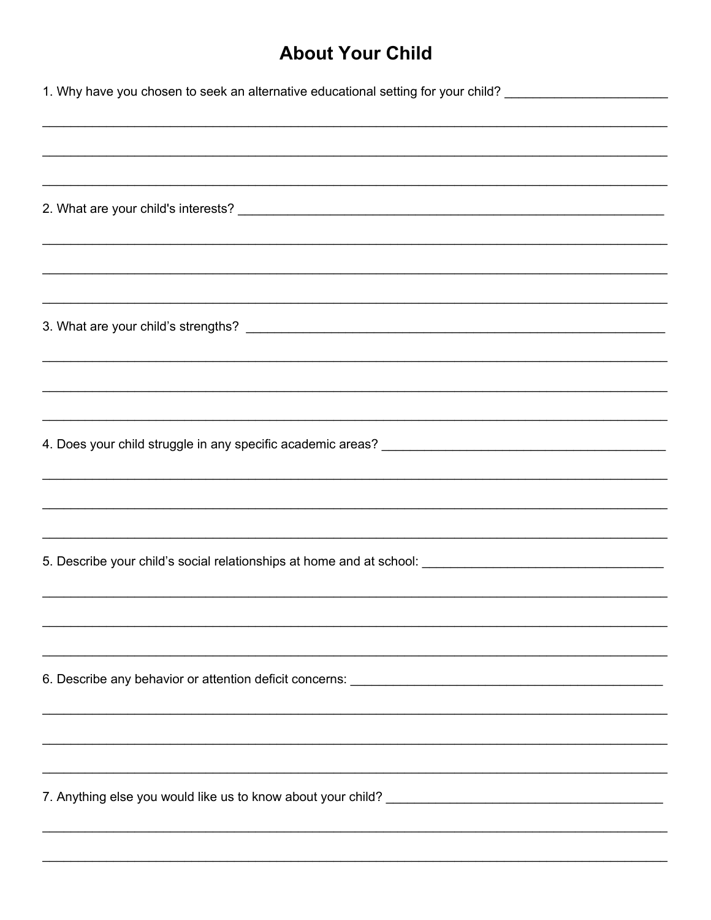# About Your Child

1. Why have you chosen to seek an alternative educational setting for your child? _______________________

___________________________________________________________________________________________

___________________________________________________________________________________________

___________________________________________________________________________________________

2. What are your child's interests? _______________________________________________________________

___________________________________________________________________________________________

___________________________________________________________________________________________

___________________________________________________________________________________________

3. What are your child's strengths? ______________________________________________________________

___________________________________________________________________________________________

___________________________________________________________________________________________

___________________________________________________________________________________________

4. Does your child struggle in any specific academic areas? __________________________________________

___________________________________________________________________________________________

___________________________________________________________________________________________

___________________________________________________________________________________________

5. Describe your child's social relationships at home and at school: ___________________________________

___________________________________________________________________________________________

___________________________________________________________________________________________

___________________________________________________________________________________________

6. Describe any behavior or attention deficit concerns: _____________________________________________

___________________________________________________________________________________________

___________________________________________________________________________________________

___________________________________________________________________________________________

7. Anything else you would like us to know about your child? ________________________________________

___________________________________________________________________________________________

___________________________________________________________________________________________